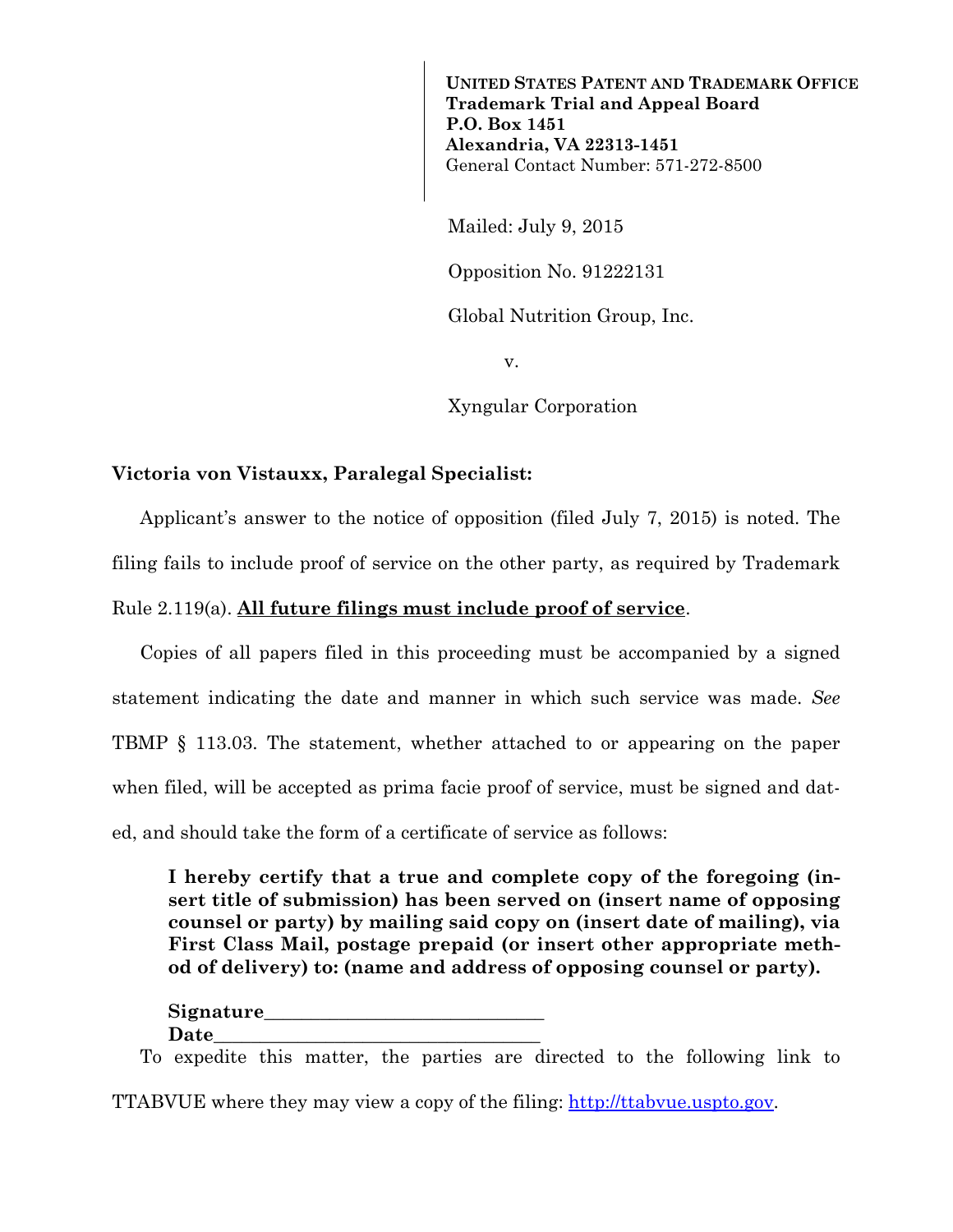**UNITED STATES PATENT AND TRADEMARK OFFICE**
**Trademark Trial and Appeal Board**
**P.O. Box 1451**
**Alexandria, VA 22313-1451**
General Contact Number: 571-272-8500

Mailed: July 9, 2015

Opposition No. 91222131

Global Nutrition Group, Inc.

v.

Xyngular Corporation

**Victoria von Vistauxx, Paralegal Specialist:**

Applicant's answer to the notice of opposition (filed July 7, 2015) is noted. The filing fails to include proof of service on the other party, as required by Trademark Rule 2.119(a). **All future filings must include proof of service**.

Copies of all papers filed in this proceeding must be accompanied by a signed statement indicating the date and manner in which such service was made. *See* TBMP § 113.03. The statement, whether attached to or appearing on the paper when filed, will be accepted as prima facie proof of service, must be signed and dated, and should take the form of a certificate of service as follows:

> **I hereby certify that a true and complete copy of the foregoing (insert title of submission) has been served on (insert name of opposing counsel or party) by mailing said copy on (insert date of mailing), via First Class Mail, postage prepaid (or insert other appropriate method of delivery) to: (name and address of opposing counsel or party).**
>
> **Signature**______________________________
> **Date**________________________________

To expedite this matter, the parties are directed to the following link to TTABVUE where they may view a copy of the filing: http://ttabvue.uspto.gov.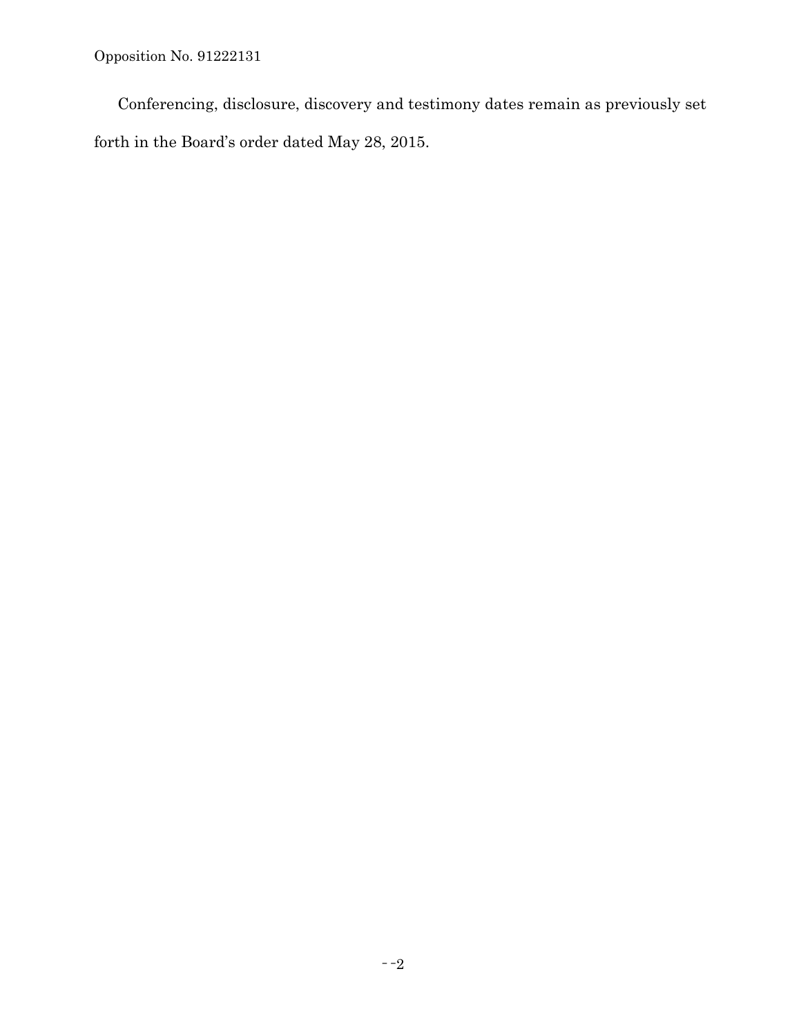Conferencing, disclosure, discovery and testimony dates remain as previously set forth in the Board's order dated May 28, 2015.